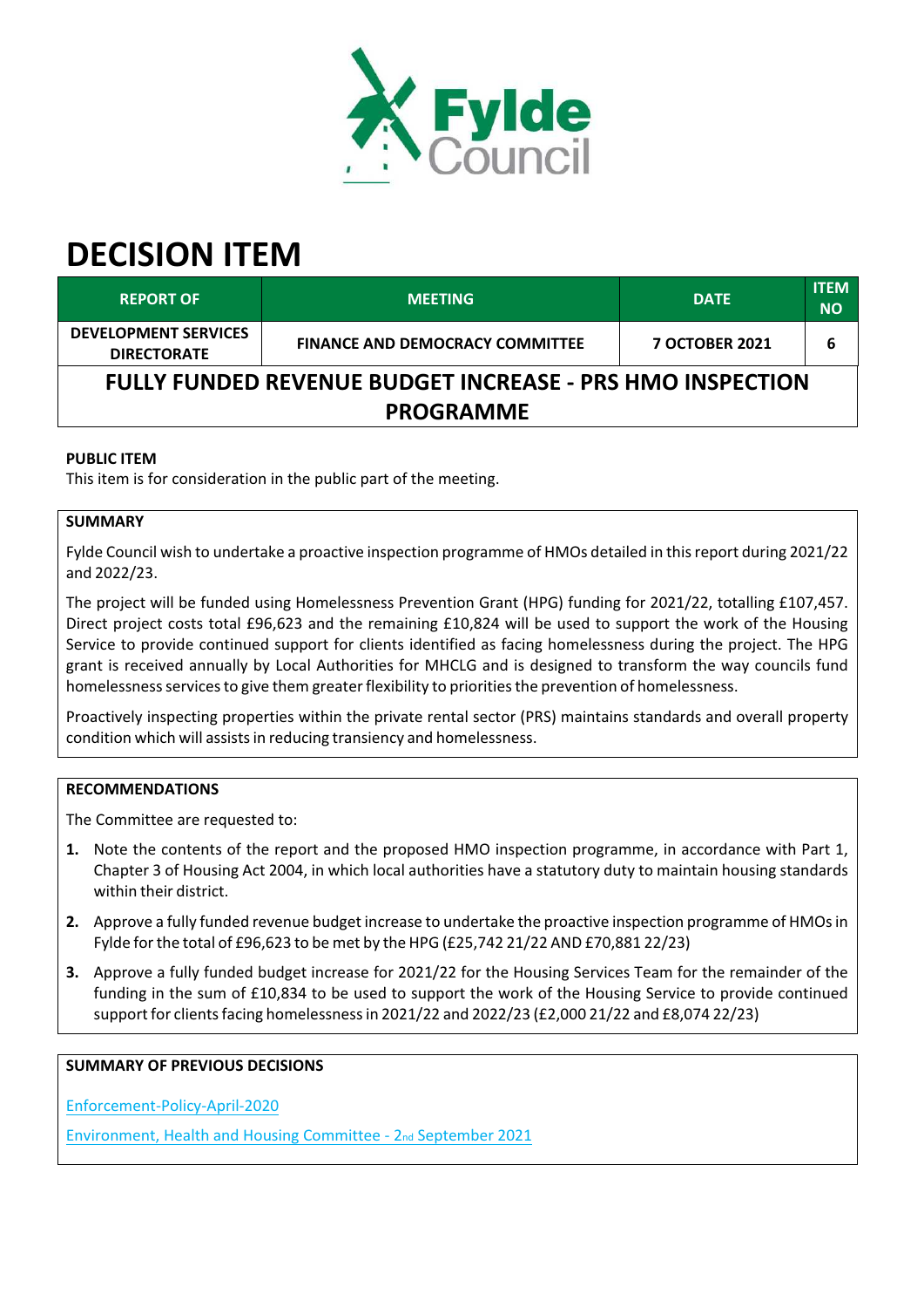# DECISION ITEM

| REPORT OF | MEETING | DATE | ITEM NO |
|---|---|---|---|
| DEVELOPMENT SERVICES DIRECTORATE | FINANCE AND DEMOCRACY COMMITTEE | 7 OCTOBER 2021 | 6 |

## FULLY FUNDED REVENUE BUDGET INCREASE - PRS HMO INSPECTION PROGRAMME

**PUBLIC ITEM**

This item is for consideration in the public part of the meeting.

**SUMMARY**

Fylde Council wish to undertake a proactive inspection programme of HMOs detailed in this report during 2021/22 and 2022/23.

The project will be funded using Homelessness Prevention Grant (HPG) funding for 2021/22, totalling £107,457. Direct project costs total £96,623 and the remaining £10,824 will be used to support the work of the Housing Service to provide continued support for clients identified as facing homelessness during the project. The HPG grant is received annually by Local Authorities for MHCLG and is designed to transform the way councils fund homelessness services to give them greater flexibility to priorities the prevention of homelessness.

Proactively inspecting properties within the private rental sector (PRS) maintains standards and overall property condition which will assists in reducing transiency and homelessness.

**RECOMMENDATIONS**

The Committee are requested to:

1. Note the contents of the report and the proposed HMO inspection programme, in accordance with Part 1, Chapter 3 of Housing Act 2004, in which local authorities have a statutory duty to maintain housing standards within their district.
2. Approve a fully funded revenue budget increase to undertake the proactive inspection programme of HMOs in Fylde for the total of £96,623 to be met by the HPG (£25,742 21/22 AND £70,881 22/23)
3. Approve a fully funded budget increase for 2021/22 for the Housing Services Team for the remainder of the funding in the sum of £10,834 to be used to support the work of the Housing Service to provide continued support for clients facing homelessness in 2021/22 and 2022/23 (£2,000 21/22 and £8,074 22/23)

**SUMMARY OF PREVIOUS DECISIONS**

Enforcement-Policy-April-2020

Environment, Health and Housing Committee - 2nd September 2021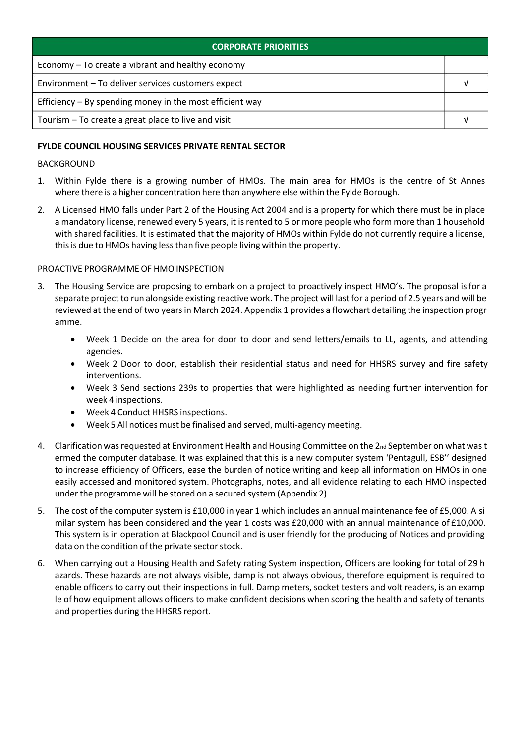| CORPORATE PRIORITIES | |
|---|---|
| Economy – To create a vibrant and healthy economy | |
| Environment – To deliver services customers expect | √ |
| Efficiency – By spending money in the most efficient way | |
| Tourism – To create a great place to live and visit | √ |

**FYLDE COUNCIL HOUSING SERVICES PRIVATE RENTAL SECTOR**

BACKGROUND

1. Within Fylde there is a growing number of HMOs. The main area for HMOs is the centre of St Annes where there is a higher concentration here than anywhere else within the Fylde Borough.
2. A Licensed HMO falls under Part 2 of the Housing Act 2004 and is a property for which there must be in place a mandatory license, renewed every 5 years, it is rented to 5 or more people who form more than 1 household with shared facilities. It is estimated that the majority of HMOs within Fylde do not currently require a license, this is due to HMOs having less than five people living within the property.

PROACTIVE PROGRAMME OF HMO INSPECTION

3. The Housing Service are proposing to embark on a project to proactively inspect HMO's. The proposal is for a separate project to run alongside existing reactive work. The project will last for a period of 2.5 years and will be reviewed at the end of two years in March 2024. Appendix 1 provides a flowchart detailing the inspection programme.
    - Week 1 Decide on the area for door to door and send letters/emails to LL, agents, and attending agencies.
    - Week 2 Door to door, establish their residential status and need for HHSRS survey and fire safety interventions.
    - Week 3 Send sections 239s to properties that were highlighted as needing further intervention for week 4 inspections.
    - Week 4 Conduct HHSRS inspections.
    - Week 5 All notices must be finalised and served, multi-agency meeting.
4. Clarification was requested at Environment Health and Housing Committee on the 2nd September on what was termed the computer database. It was explained that this is a new computer system 'Pentagull, ESB'' designed to increase efficiency of Officers, ease the burden of notice writing and keep all information on HMOs in one easily accessed and monitored system. Photographs, notes, and all evidence relating to each HMO inspected under the programme will be stored on a secured system (Appendix 2)
5. The cost of the computer system is £10,000 in year 1 which includes an annual maintenance fee of £5,000. A similar system has been considered and the year 1 costs was £20,000 with an annual maintenance of £10,000. This system is in operation at Blackpool Council and is user friendly for the producing of Notices and providing data on the condition of the private sector stock.
6. When carrying out a Housing Health and Safety rating System inspection, Officers are looking for total of 29 hazards. These hazards are not always visible, damp is not always obvious, therefore equipment is required to enable officers to carry out their inspections in full. Damp meters, socket testers and volt readers, is an example of how equipment allows officers to make confident decisions when scoring the health and safety of tenants and properties during the HHSRS report.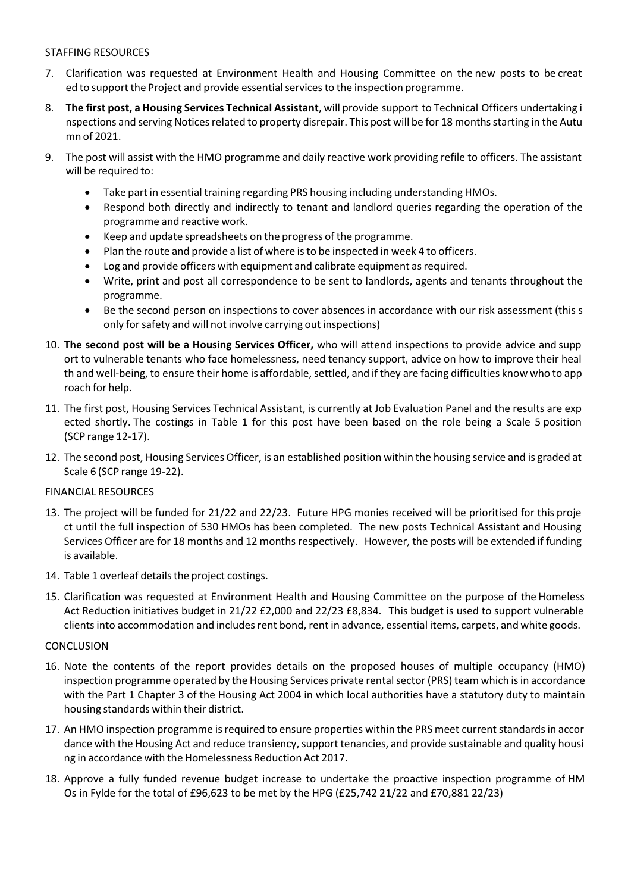STAFFING RESOURCES

7. Clarification was requested at Environment Health and Housing Committee on the new posts to be created to support the Project and provide essential services to the inspection programme.

8. **The first post, a Housing Services Technical Assistant**, will provide support to Technical Officers undertaking inspections and serving Notices related to property disrepair. This post will be for 18 months starting in the Autumn of 2021.

9. The post will assist with the HMO programme and daily reactive work providing refile to officers. The assistant will be required to:

    - Take part in essential training regarding PRS housing including understanding HMOs.
    - Respond both directly and indirectly to tenant and landlord queries regarding the operation of the programme and reactive work.
    - Keep and update spreadsheets on the progress of the programme.
    - Plan the route and provide a list of where is to be inspected in week 4 to officers.
    - Log and provide officers with equipment and calibrate equipment as required.
    - Write, print and post all correspondence to be sent to landlords, agents and tenants throughout the programme.
    - Be the second person on inspections to cover absences in accordance with our risk assessment (this s only for safety and will not involve carrying out inspections)

10. **The second post will be a Housing Services Officer,** who will attend inspections to provide advice and support to vulnerable tenants who face homelessness, need tenancy support, advice on how to improve their health and well-being, to ensure their home is affordable, settled, and if they are facing difficulties know who to approach for help.

11. The first post, Housing Services Technical Assistant, is currently at Job Evaluation Panel and the results are expected shortly. The costings in Table 1 for this post have been based on the role being a Scale 5 position (SCP range 12-17).

12. The second post, Housing Services Officer, is an established position within the housing service and is graded at Scale 6 (SCP range 19-22).

FINANCIAL RESOURCES

13. The project will be funded for 21/22 and 22/23. Future HPG monies received will be prioritised for this project until the full inspection of 530 HMOs has been completed. The new posts Technical Assistant and Housing Services Officer are for 18 months and 12 months respectively. However, the posts will be extended if funding is available.

14. Table 1 overleaf details the project costings.

15. Clarification was requested at Environment Health and Housing Committee on the purpose of the Homeless Act Reduction initiatives budget in 21/22 £2,000 and 22/23 £8,834. This budget is used to support vulnerable clients into accommodation and includes rent bond, rent in advance, essential items, carpets, and white goods.

CONCLUSION

16. Note the contents of the report provides details on the proposed houses of multiple occupancy (HMO) inspection programme operated by the Housing Services private rental sector (PRS) team which is in accordance with the Part 1 Chapter 3 of the Housing Act 2004 in which local authorities have a statutory duty to maintain housing standards within their district.

17. An HMO inspection programme is required to ensure properties within the PRS meet current standards in accordance with the Housing Act and reduce transiency, support tenancies, and provide sustainable and quality housing in accordance with the Homelessness Reduction Act 2017.

18. Approve a fully funded revenue budget increase to undertake the proactive inspection programme of HMOs in Fylde for the total of £96,623 to be met by the HPG (£25,742 21/22 and £70,881 22/23)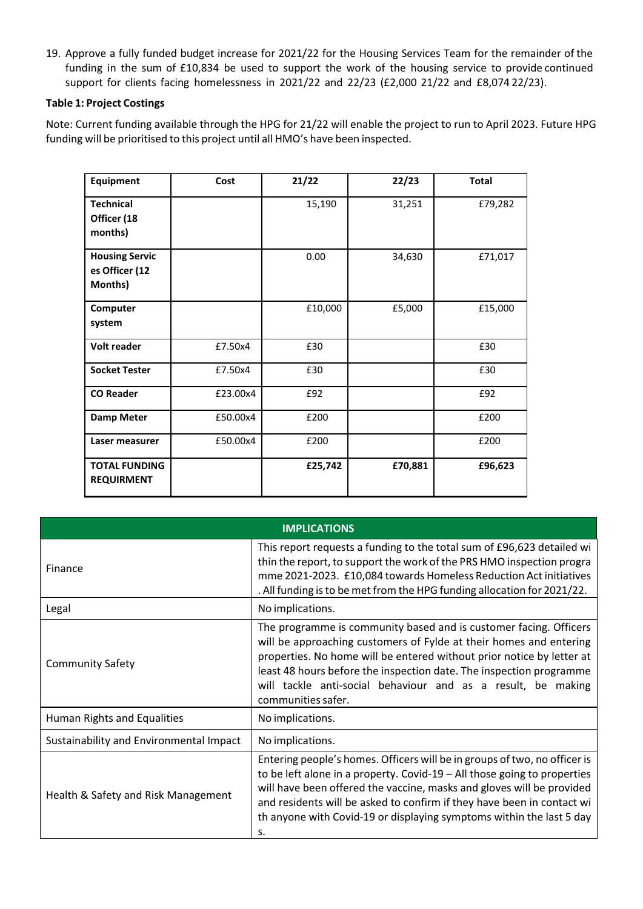19. Approve a fully funded budget increase for 2021/22 for the Housing Services Team for the remainder of the funding in the sum of £10,834 be used to support the work of the housing service to provide continued support for clients facing homelessness in 2021/22 and 22/23 (£2,000 21/22 and £8,074 22/23).

**Table 1: Project Costings**

Note: Current funding available through the HPG for 21/22 will enable the project to run to April 2023. Future HPG funding will be prioritised to this project until all HMO's have been inspected.

| Equipment | Cost | 21/22 | 22/23 | Total |
|---|---|---|---|---|
| **Technical Officer (18 months)** | | 15,190 | 31,251 | £79,282 |
| **Housing Services Officer (12 Months)** | | 0.00 | 34,630 | £71,017 |
| **Computer system** | | £10,000 | £5,000 | £15,000 |
| **Volt reader** | £7.50x4 | £30 | | £30 |
| **Socket Tester** | £7.50x4 | £30 | | £30 |
| **CO Reader** | £23.00x4 | £92 | | £92 |
| **Damp Meter** | £50.00x4 | £200 | | £200 |
| **Laser measurer** | £50.00x4 | £200 | | £200 |
| **TOTAL FUNDING REQUIRMENT** | | **£25,742** | **£70,881** | **£96,623** |

| IMPLICATIONS | |
|---|---|
| Finance | This report requests a funding to the total sum of £96,623 detailed within the report, to support the work of the PRS HMO inspection programme 2021-2023. £10,084 towards Homeless Reduction Act initiatives. All funding is to be met from the HPG funding allocation for 2021/22. |
| Legal | No implications. |
| Community Safety | The programme is community based and is customer facing. Officers will be approaching customers of Fylde at their homes and entering properties. No home will be entered without prior notice by letter at least 48 hours before the inspection date. The inspection programme will tackle anti-social behaviour and as a result, be making communities safer. |
| Human Rights and Equalities | No implications. |
| Sustainability and Environmental Impact | No implications. |
| Health & Safety and Risk Management | Entering people's homes. Officers will be in groups of two, no officer is to be left alone in a property. Covid-19 – All those going to properties will have been offered the vaccine, masks and gloves will be provided and residents will be asked to confirm if they have been in contact with anyone with Covid-19 or displaying symptoms within the last 5 days. |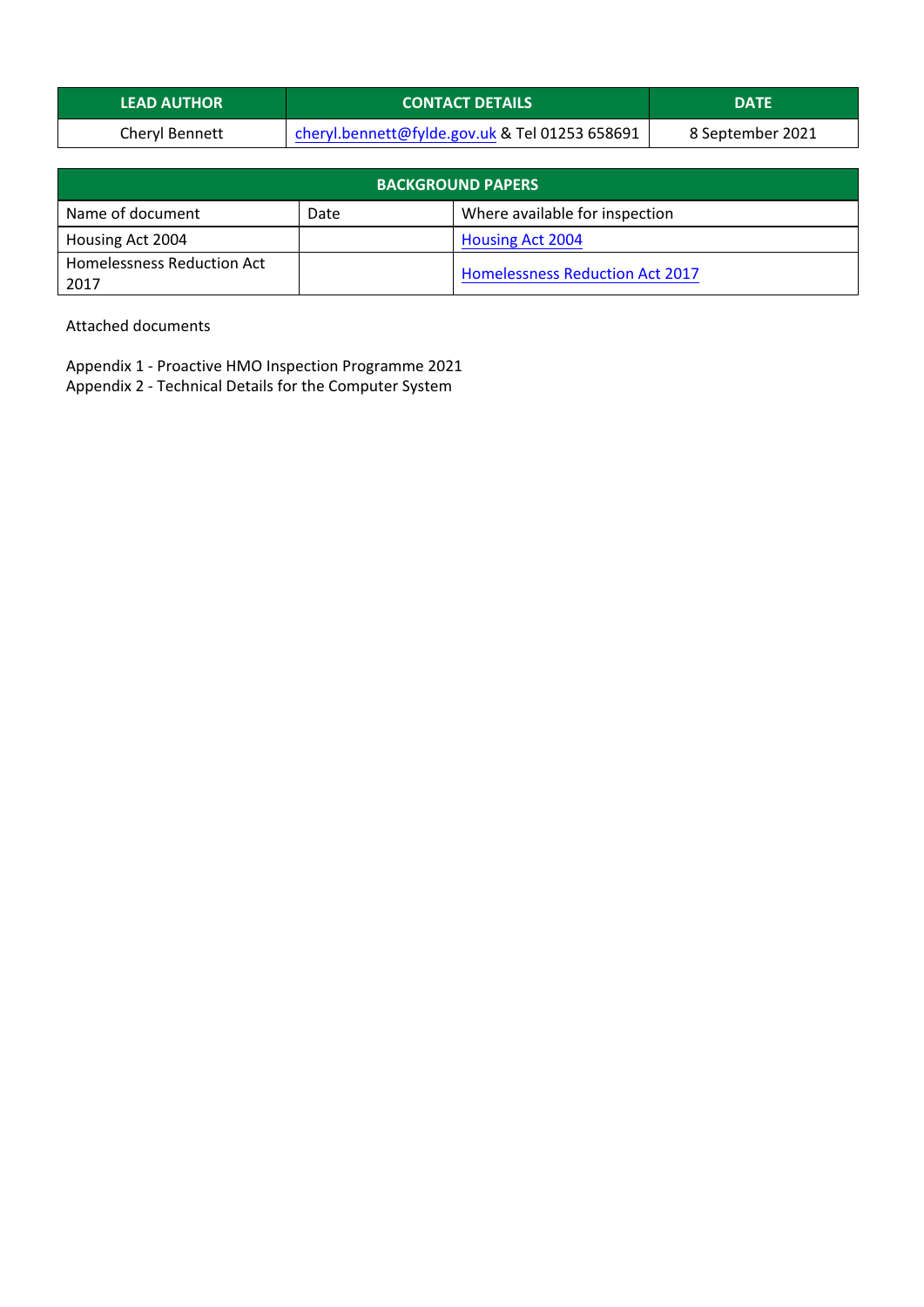| LEAD AUTHOR | CONTACT DETAILS | DATE |
| --- | --- | --- |
| Cheryl Bennett | cheryl.bennett@fylde.gov.uk & Tel 01253 658691 | 8 September 2021 |

| BACKGROUND PAPERS | | |
| --- | --- | --- |
| Name of document | Date | Where available for inspection |
| Housing Act 2004 | | Housing Act 2004 |
| Homelessness Reduction Act 2017 | | Homelessness Reduction Act 2017 |

Attached documents

Appendix 1 - Proactive HMO Inspection Programme 2021
Appendix 2 - Technical Details for the Computer System